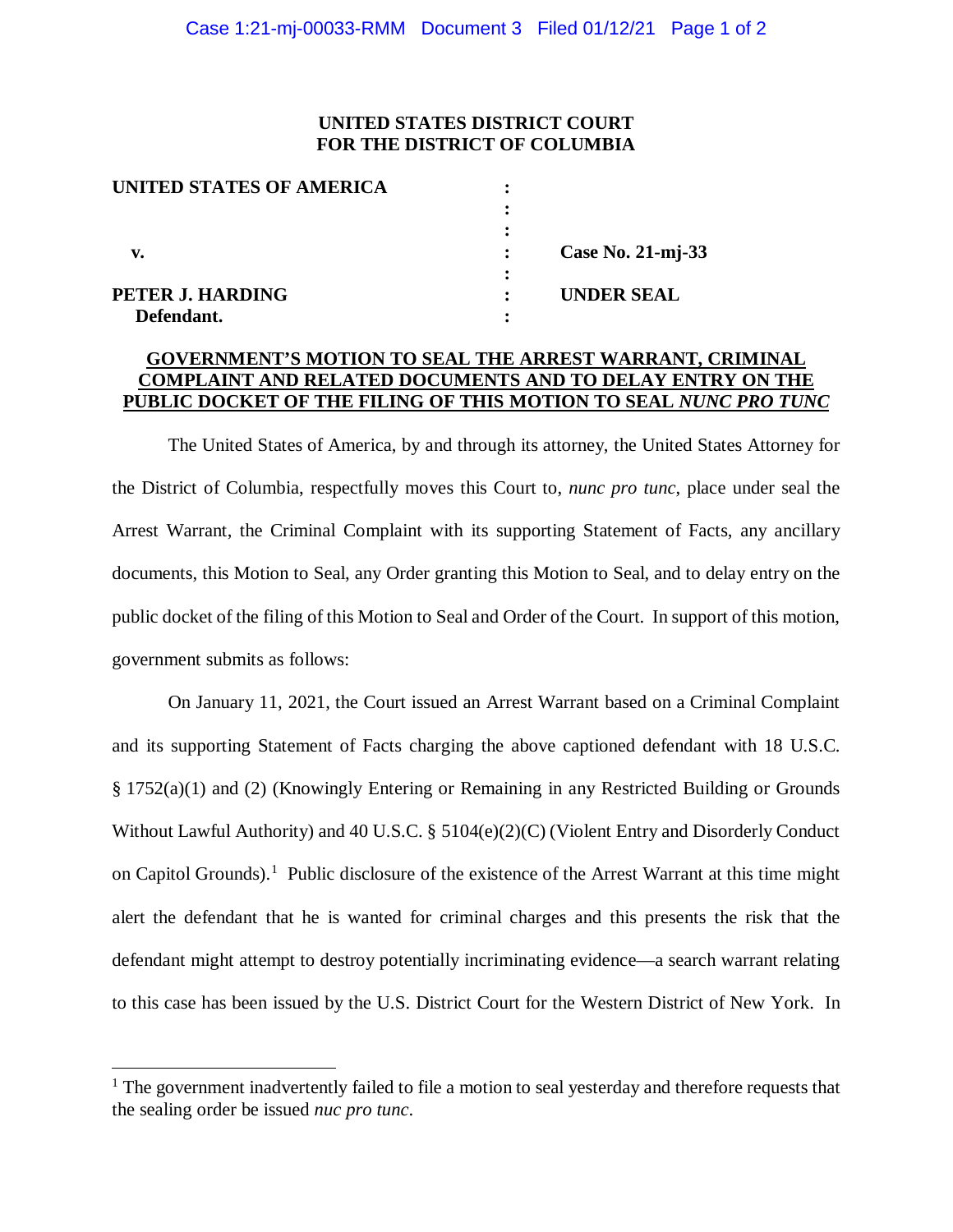**UNITED STATES DISTRICT COURT**
**FOR THE DISTRICT OF COLUMBIA**

| | | |
|---|---|---|
| **UNITED STATES OF AMERICA** | : | |
| | : | |
| | : | |
| **v.** | : | **Case No. 21-mj-33** |
| | : | |
| **PETER J. HARDING** | : | **UNDER SEAL** |
| **Defendant.** | : | |

**GOVERNMENT'S MOTION TO SEAL THE ARREST WARRANT, CRIMINAL COMPLAINT AND RELATED DOCUMENTS AND TO DELAY ENTRY ON THE PUBLIC DOCKET OF THE FILING OF THIS MOTION TO SEAL *NUNC PRO TUNC***

The United States of America, by and through its attorney, the United States Attorney for the District of Columbia, respectfully moves this Court to, *nunc pro tunc*, place under seal the Arrest Warrant, the Criminal Complaint with its supporting Statement of Facts, any ancillary documents, this Motion to Seal, any Order granting this Motion to Seal, and to delay entry on the public docket of the filing of this Motion to Seal and Order of the Court. In support of this motion, government submits as follows:

On January 11, 2021, the Court issued an Arrest Warrant based on a Criminal Complaint and its supporting Statement of Facts charging the above captioned defendant with 18 U.S.C. § 1752(a)(1) and (2) (Knowingly Entering or Remaining in any Restricted Building or Grounds Without Lawful Authority) and 40 U.S.C. § 5104(e)(2)(C) (Violent Entry and Disorderly Conduct on Capitol Grounds).[1] Public disclosure of the existence of the Arrest Warrant at this time might alert the defendant that he is wanted for criminal charges and this presents the risk that the defendant might attempt to destroy potentially incriminating evidence—a search warrant relating to this case has been issued by the U.S. District Court for the Western District of New York. In

[1] The government inadvertently failed to file a motion to seal yesterday and therefore requests that the sealing order be issued *nuc pro tunc*.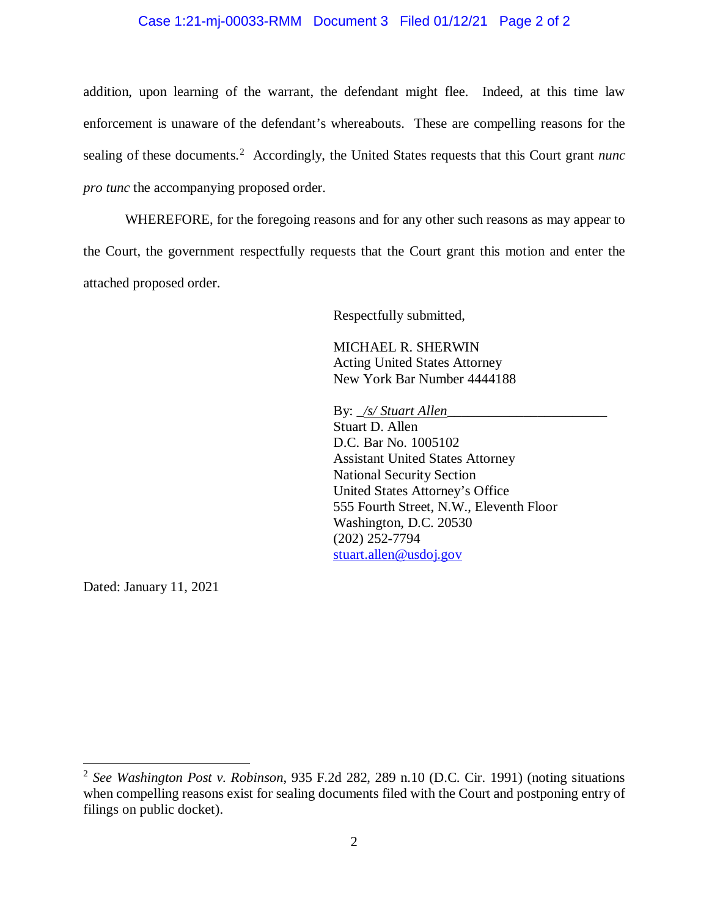addition, upon learning of the warrant, the defendant might flee. Indeed, at this time law enforcement is unaware of the defendant's whereabouts. These are compelling reasons for the sealing of these documents.[2] Accordingly, the United States requests that this Court grant *nunc pro tunc* the accompanying proposed order.

WHEREFORE, for the foregoing reasons and for any other such reasons as may appear to the Court, the government respectfully requests that the Court grant this motion and enter the attached proposed order.

Respectfully submitted,

MICHAEL R. SHERWIN
Acting United States Attorney
New York Bar Number 4444188

By: _*/s/ Stuart Allen*_______________________
Stuart D. Allen
D.C. Bar No. 1005102
Assistant United States Attorney
National Security Section
United States Attorney's Office
555 Fourth Street, N.W., Eleventh Floor
Washington, D.C. 20530
(202) 252-7794
stuart.allen@usdoj.gov

Dated: January 11, 2021

---

[2] *See Washington Post v. Robinson*, 935 F.2d 282, 289 n.10 (D.C. Cir. 1991) (noting situations when compelling reasons exist for sealing documents filed with the Court and postponing entry of filings on public docket).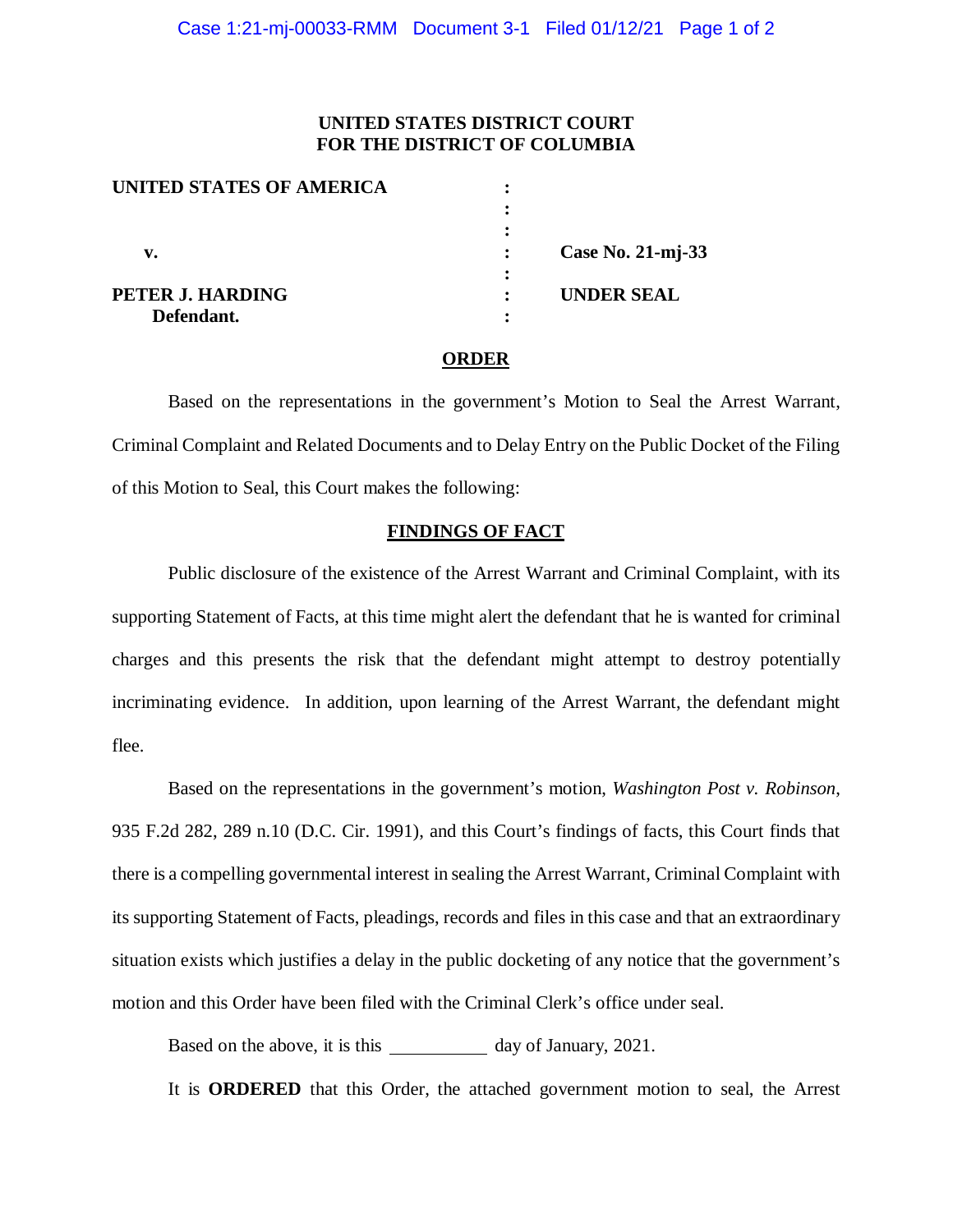**UNITED STATES DISTRICT COURT**
**FOR THE DISTRICT OF COLUMBIA**

| | | |
|---|---|---|
| **UNITED STATES OF AMERICA** | : | |
| | : | |
| | : | |
| **v.** | : | **Case No. 21-mj-33** |
| | : | |
| **PETER J. HARDING** | : | **UNDER SEAL** |
| **Defendant.** | : | |

## ORDER

Based on the representations in the government's Motion to Seal the Arrest Warrant, Criminal Complaint and Related Documents and to Delay Entry on the Public Docket of the Filing of this Motion to Seal, this Court makes the following:

## FINDINGS OF FACT

Public disclosure of the existence of the Arrest Warrant and Criminal Complaint, with its supporting Statement of Facts, at this time might alert the defendant that he is wanted for criminal charges and this presents the risk that the defendant might attempt to destroy potentially incriminating evidence. In addition, upon learning of the Arrest Warrant, the defendant might flee.

Based on the representations in the government's motion, *Washington Post v. Robinson*, 935 F.2d 282, 289 n.10 (D.C. Cir. 1991), and this Court's findings of facts, this Court finds that there is a compelling governmental interest in sealing the Arrest Warrant, Criminal Complaint with its supporting Statement of Facts, pleadings, records and files in this case and that an extraordinary situation exists which justifies a delay in the public docketing of any notice that the government's motion and this Order have been filed with the Criminal Clerk's office under seal.

Based on the above, it is this __________ day of January, 2021.

It is **ORDERED** that this Order, the attached government motion to seal, the Arrest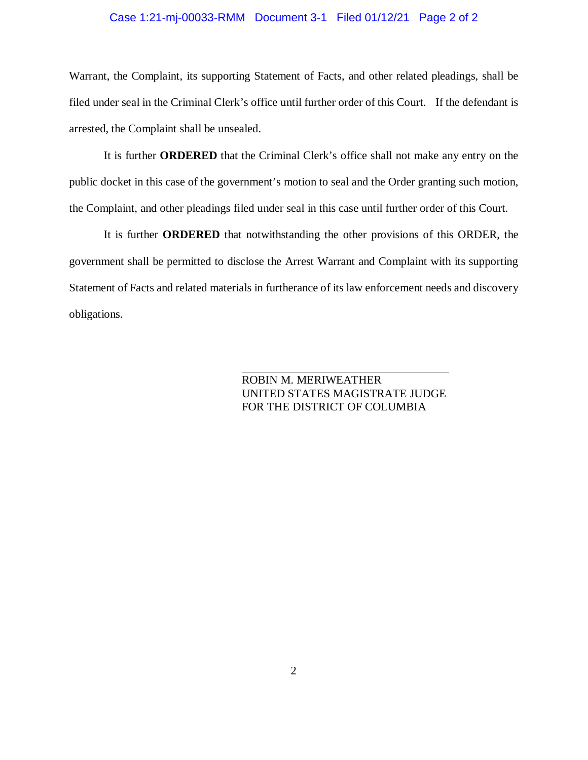Warrant, the Complaint, its supporting Statement of Facts, and other related pleadings, shall be filed under seal in the Criminal Clerk's office until further order of this Court. If the defendant is arrested, the Complaint shall be unsealed.

It is further **ORDERED** that the Criminal Clerk's office shall not make any entry on the public docket in this case of the government's motion to seal and the Order granting such motion, the Complaint, and other pleadings filed under seal in this case until further order of this Court.

It is further **ORDERED** that notwithstanding the other provisions of this ORDER, the government shall be permitted to disclose the Arrest Warrant and Complaint with its supporting Statement of Facts and related materials in furtherance of its law enforcement needs and discovery obligations.

ROBIN M. MERIWEATHER
UNITED STATES MAGISTRATE JUDGE
FOR THE DISTRICT OF COLUMBIA